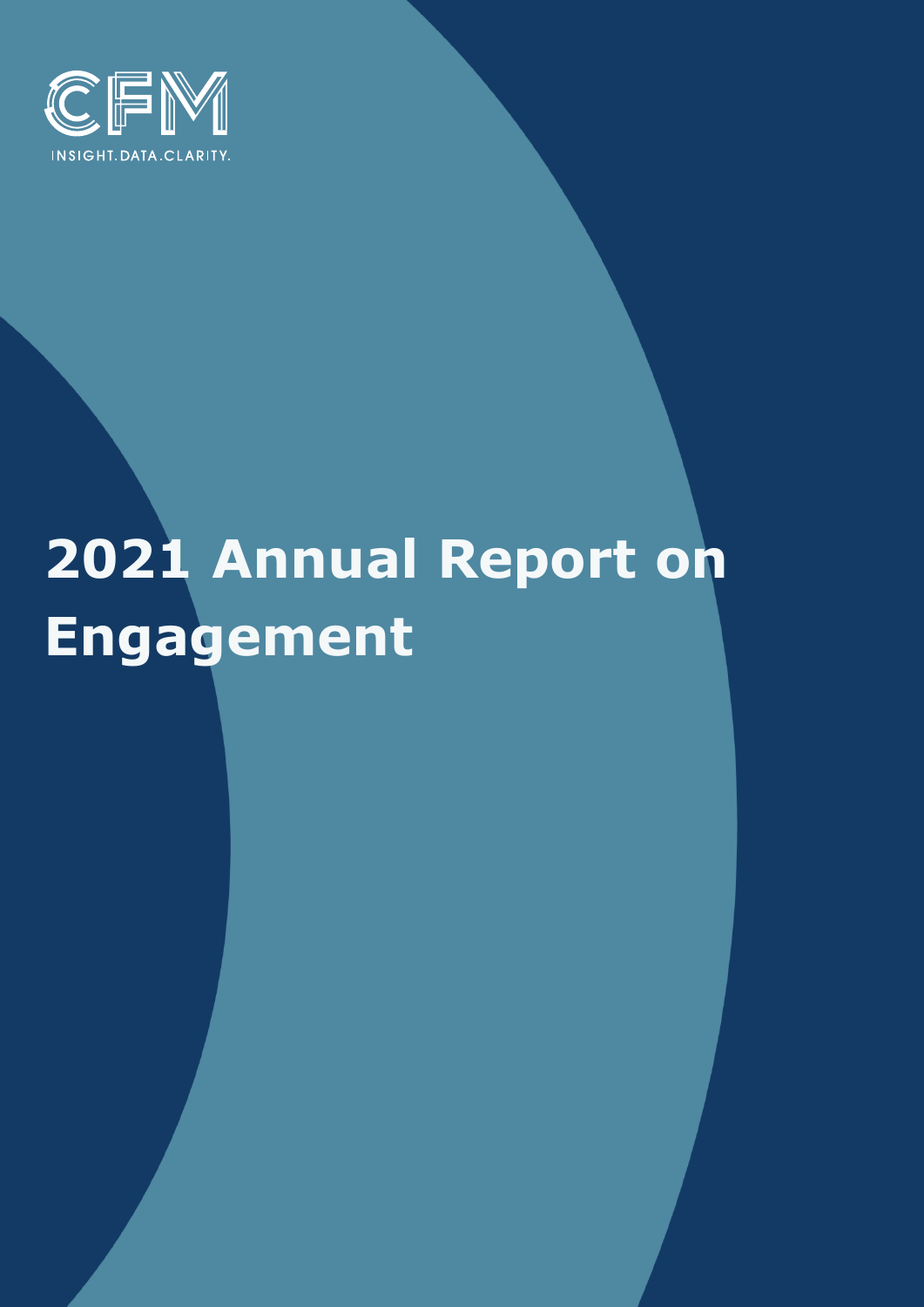CFM

INSIGHT.DATA.CLARITY.

# 2021 Annual Report on Engagement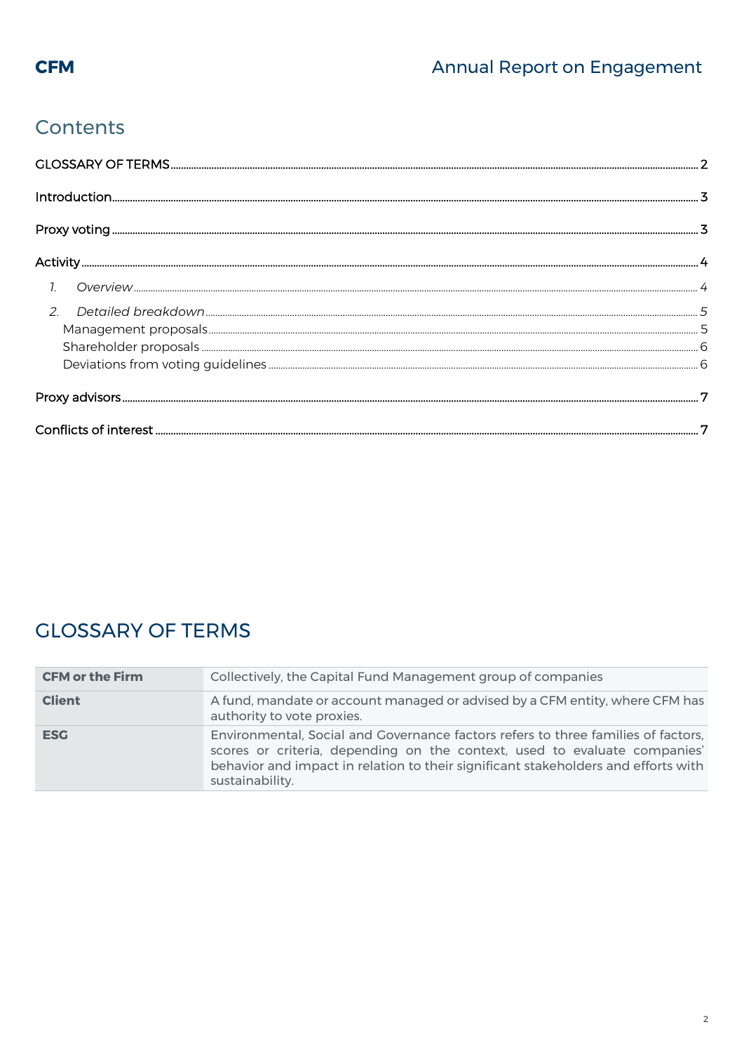## Contents

GLOSSARY OF TERMS ..... 2

Introduction ..... 3

Proxy voting ..... 3

Activity ..... 4

1. *Overview* ..... 4
2. *Detailed breakdown* ..... 5
   - Management proposals ..... 5
   - Shareholder proposals ..... 6
   - Deviations from voting guidelines ..... 6

Proxy advisors ..... 7

Conflicts of interest ..... 7

## GLOSSARY OF TERMS

| | |
|---|---|
| **CFM or the Firm** | Collectively, the Capital Fund Management group of companies |
| **Client** | A fund, mandate or account managed or advised by a CFM entity, where CFM has authority to vote proxies. |
| **ESG** | Environmental, Social and Governance factors refers to three families of factors, scores or criteria, depending on the context, used to evaluate companies' behavior and impact in relation to their significant stakeholders and efforts with sustainability. |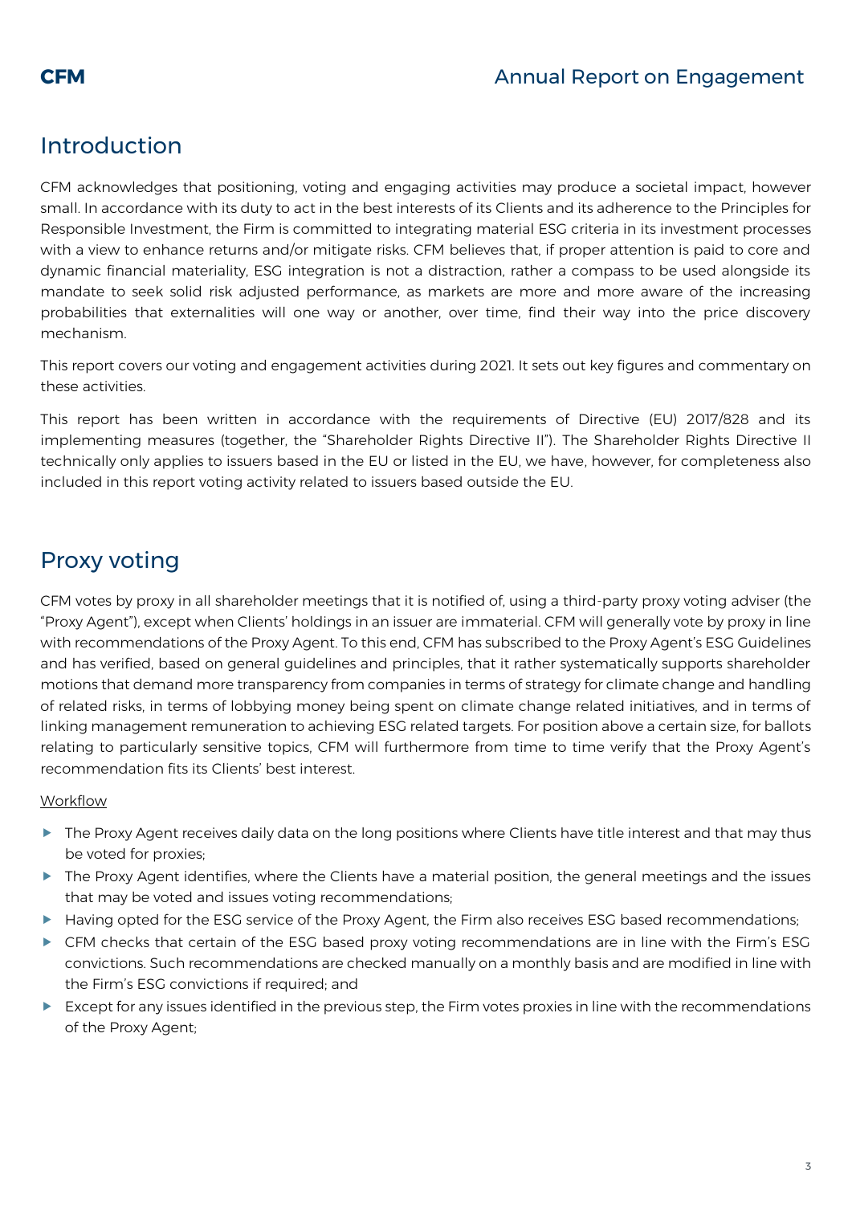## Introduction

CFM acknowledges that positioning, voting and engaging activities may produce a societal impact, however small. In accordance with its duty to act in the best interests of its Clients and its adherence to the Principles for Responsible Investment, the Firm is committed to integrating material ESG criteria in its investment processes with a view to enhance returns and/or mitigate risks. CFM believes that, if proper attention is paid to core and dynamic financial materiality, ESG integration is not a distraction, rather a compass to be used alongside its mandate to seek solid risk adjusted performance, as markets are more and more aware of the increasing probabilities that externalities will one way or another, over time, find their way into the price discovery mechanism.

This report covers our voting and engagement activities during 2021. It sets out key figures and commentary on these activities.

This report has been written in accordance with the requirements of Directive (EU) 2017/828 and its implementing measures (together, the "Shareholder Rights Directive II"). The Shareholder Rights Directive II technically only applies to issuers based in the EU or listed in the EU, we have, however, for completeness also included in this report voting activity related to issuers based outside the EU.

## Proxy voting

CFM votes by proxy in all shareholder meetings that it is notified of, using a third-party proxy voting adviser (the "Proxy Agent"), except when Clients' holdings in an issuer are immaterial. CFM will generally vote by proxy in line with recommendations of the Proxy Agent. To this end, CFM has subscribed to the Proxy Agent's ESG Guidelines and has verified, based on general guidelines and principles, that it rather systematically supports shareholder motions that demand more transparency from companies in terms of strategy for climate change and handling of related risks, in terms of lobbying money being spent on climate change related initiatives, and in terms of linking management remuneration to achieving ESG related targets. For position above a certain size, for ballots relating to particularly sensitive topics, CFM will furthermore from time to time verify that the Proxy Agent's recommendation fits its Clients' best interest.

Workflow

- The Proxy Agent receives daily data on the long positions where Clients have title interest and that may thus be voted for proxies;
- The Proxy Agent identifies, where the Clients have a material position, the general meetings and the issues that may be voted and issues voting recommendations;
- Having opted for the ESG service of the Proxy Agent, the Firm also receives ESG based recommendations;
- CFM checks that certain of the ESG based proxy voting recommendations are in line with the Firm's ESG convictions. Such recommendations are checked manually on a monthly basis and are modified in line with the Firm's ESG convictions if required; and
- Except for any issues identified in the previous step, the Firm votes proxies in line with the recommendations of the Proxy Agent;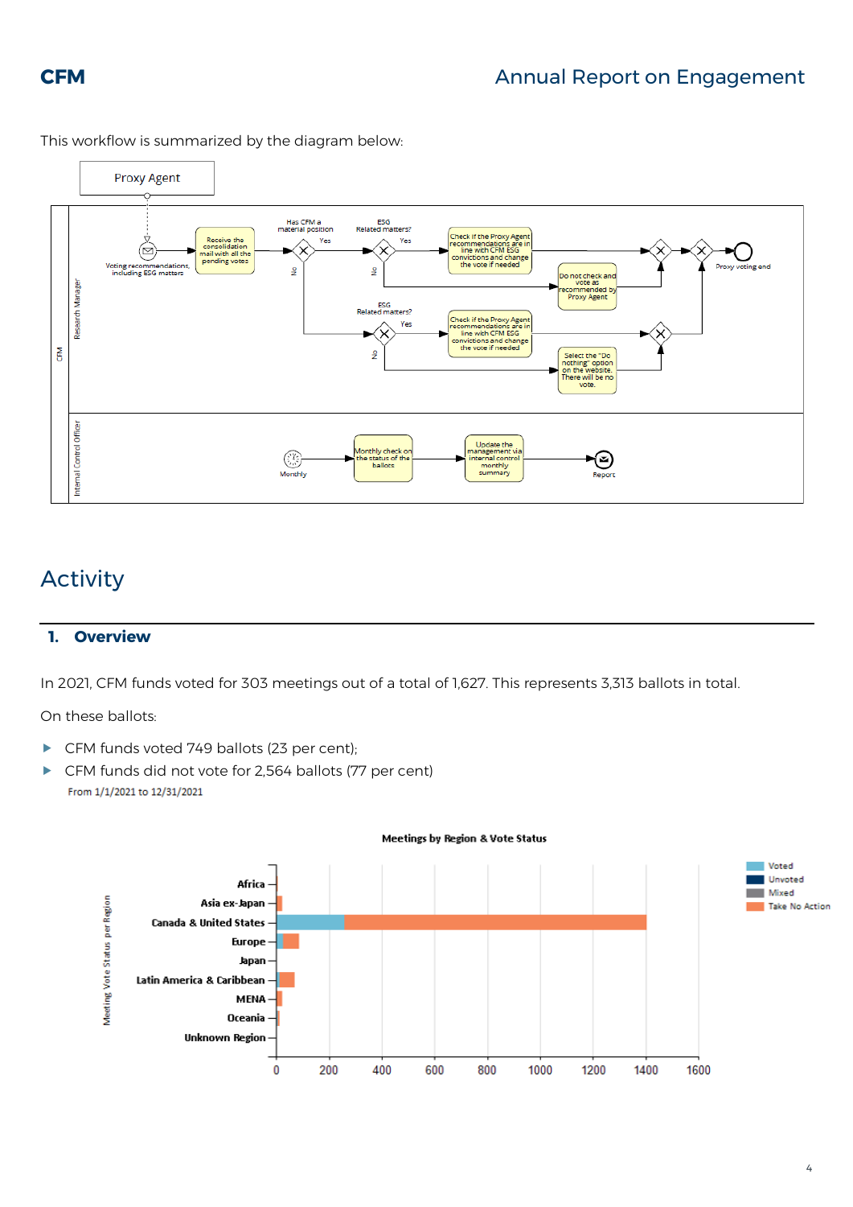This workflow is summarized by the diagram below:

# Activity

## 1. Overview

In 2021, CFM funds voted for 303 meetings out of a total of 1,627. This represents 3,313 ballots in total.

On these ballots:

- CFM funds voted 749 ballots (23 per cent);
- CFM funds did not vote for 2,564 ballots (77 per cent)

From 1/1/2021 to 12/31/2021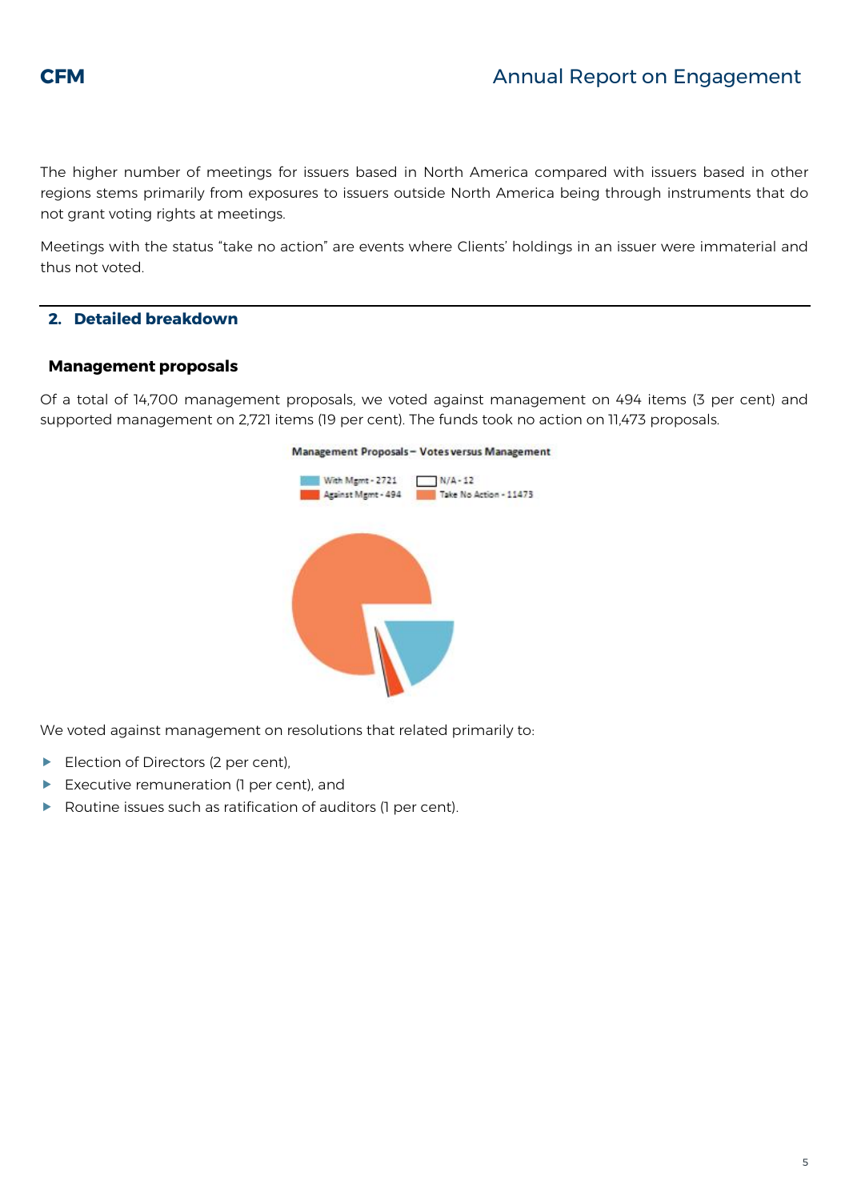The higher number of meetings for issuers based in North America compared with issuers based in other regions stems primarily from exposures to issuers outside North America being through instruments that do not grant voting rights at meetings.

Meetings with the status "take no action" are events where Clients' holdings in an issuer were immaterial and thus not voted.

## 2. Detailed breakdown

### Management proposals

Of a total of 14,700 management proposals, we voted against management on 494 items (3 per cent) and supported management on 2,721 items (19 per cent). The funds took no action on 11,473 proposals.

Management Proposals – Votes versus Management

- With Mgmt - 2721
- Against Mgmt - 494
- N/A - 12
- Take No Action - 11473

We voted against management on resolutions that related primarily to:

- Election of Directors (2 per cent),
- Executive remuneration (1 per cent), and
- Routine issues such as ratification of auditors (1 per cent).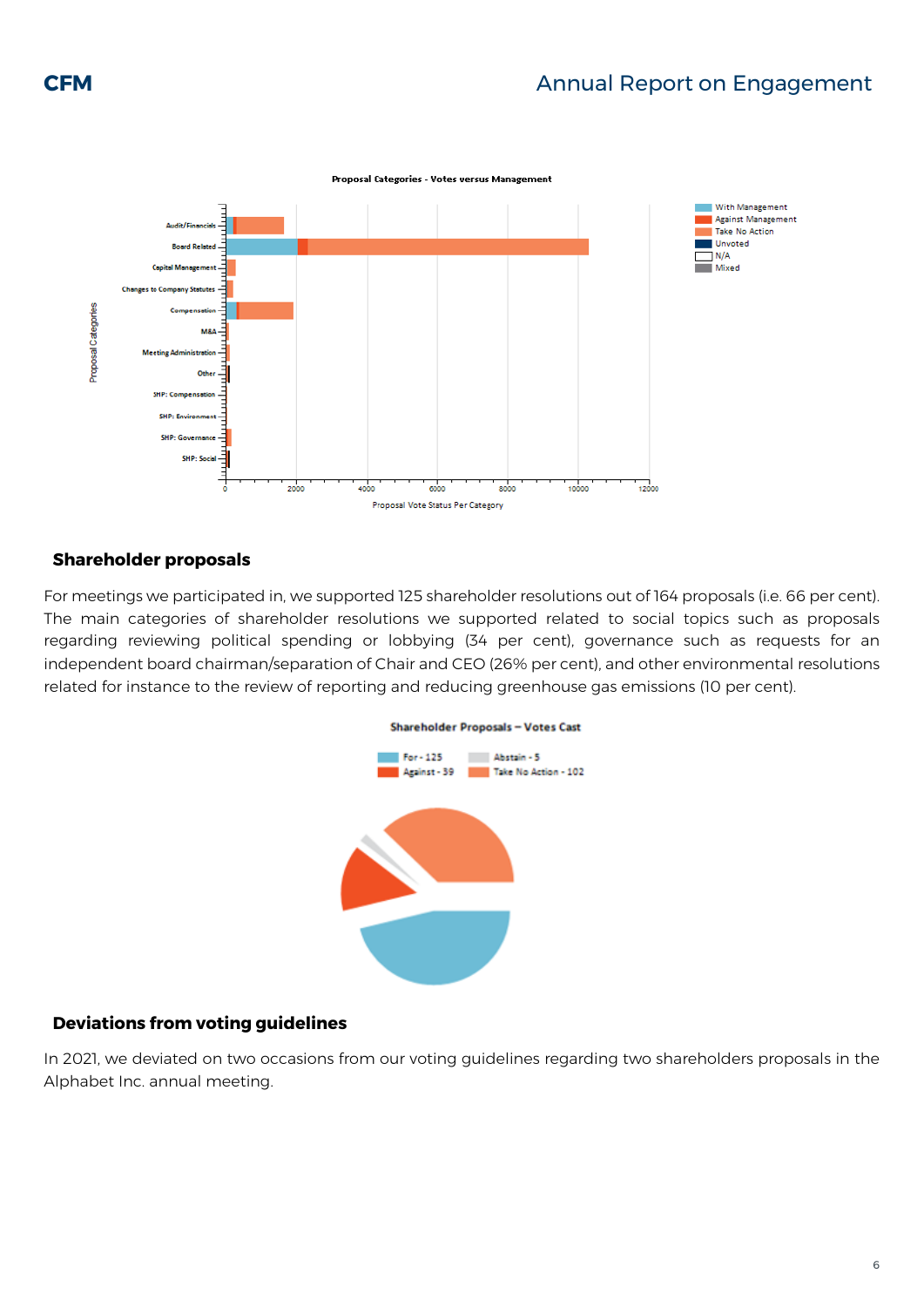**Proposal Categories - Votes versus Management**

## Shareholder proposals

For meetings we participated in, we supported 125 shareholder resolutions out of 164 proposals (i.e. 66 per cent). The main categories of shareholder resolutions we supported related to social topics such as proposals regarding reviewing political spending or lobbying (34 per cent), governance such as requests for an independent board chairman/separation of Chair and CEO (26% per cent), and other environmental resolutions related for instance to the review of reporting and reducing greenhouse gas emissions (10 per cent).

**Shareholder Proposals – Votes Cast**

## Deviations from voting guidelines

In 2021, we deviated on two occasions from our voting guidelines regarding two shareholders proposals in the Alphabet Inc. annual meeting.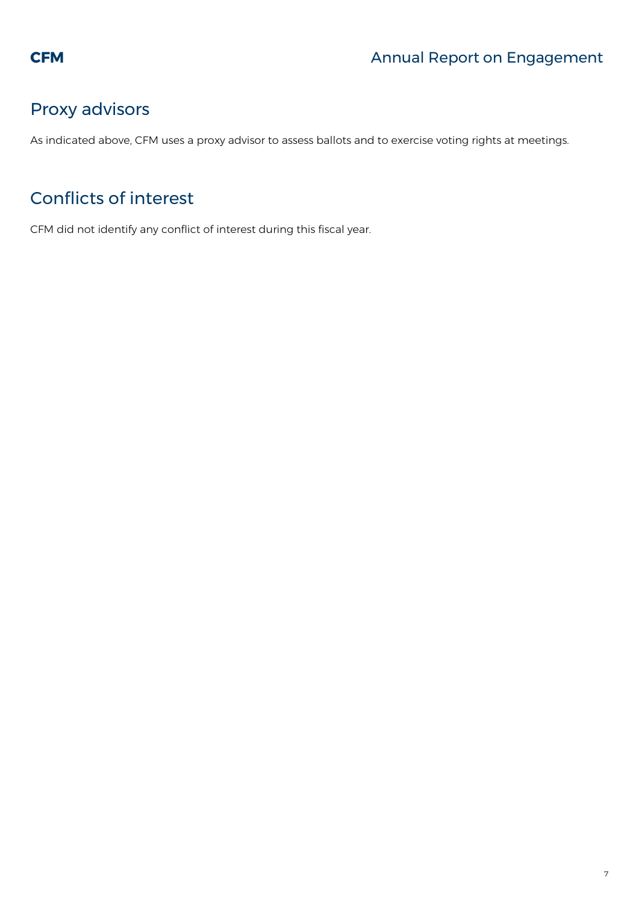## Proxy advisors

As indicated above, CFM uses a proxy advisor to assess ballots and to exercise voting rights at meetings.

## Conflicts of interest

CFM did not identify any conflict of interest during this fiscal year.